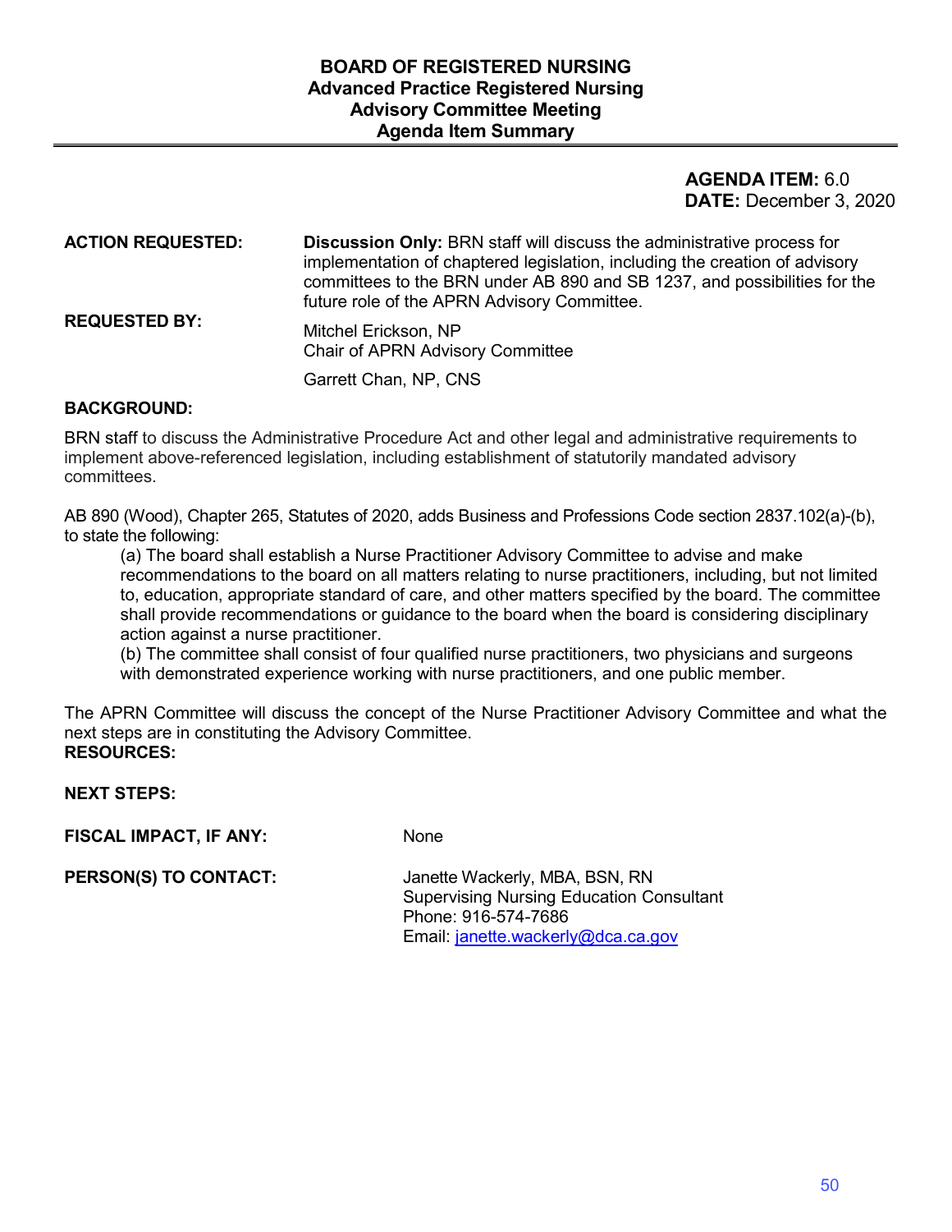# BOARD OF REGISTERED NURSING
## Advanced Practice Registered Nursing Advisory Committee Meeting
## Agenda Item Summary

**AGENDA ITEM:** 6.0
**DATE:** December 3, 2020

**ACTION REQUESTED:** **Discussion Only:** BRN staff will discuss the administrative process for implementation of chaptered legislation, including the creation of advisory committees to the BRN under AB 890 and SB 1237, and possibilities for the future role of the APRN Advisory Committee.

**REQUESTED BY:** Mitchel Erickson, NP
Chair of APRN Advisory Committee

Garrett Chan, NP, CNS

**BACKGROUND:**

BRN staff to discuss the Administrative Procedure Act and other legal and administrative requirements to implement above-referenced legislation, including establishment of statutorily mandated advisory committees.

AB 890 (Wood), Chapter 265, Statutes of 2020, adds Business and Professions Code section 2837.102(a)-(b), to state the following:

> (a) The board shall establish a Nurse Practitioner Advisory Committee to advise and make recommendations to the board on all matters relating to nurse practitioners, including, but not limited to, education, appropriate standard of care, and other matters specified by the board. The committee shall provide recommendations or guidance to the board when the board is considering disciplinary action against a nurse practitioner.
>
> (b) The committee shall consist of four qualified nurse practitioners, two physicians and surgeons with demonstrated experience working with nurse practitioners, and one public member.

The APRN Committee will discuss the concept of the Nurse Practitioner Advisory Committee and what the next steps are in constituting the Advisory Committee.

**RESOURCES:**

**NEXT STEPS:**

**FISCAL IMPACT, IF ANY:** None

**PERSON(S) TO CONTACT:** Janette Wackerly, MBA, BSN, RN
Supervising Nursing Education Consultant
Phone: 916-574-7686
Email: janette.wackerly@dca.ca.gov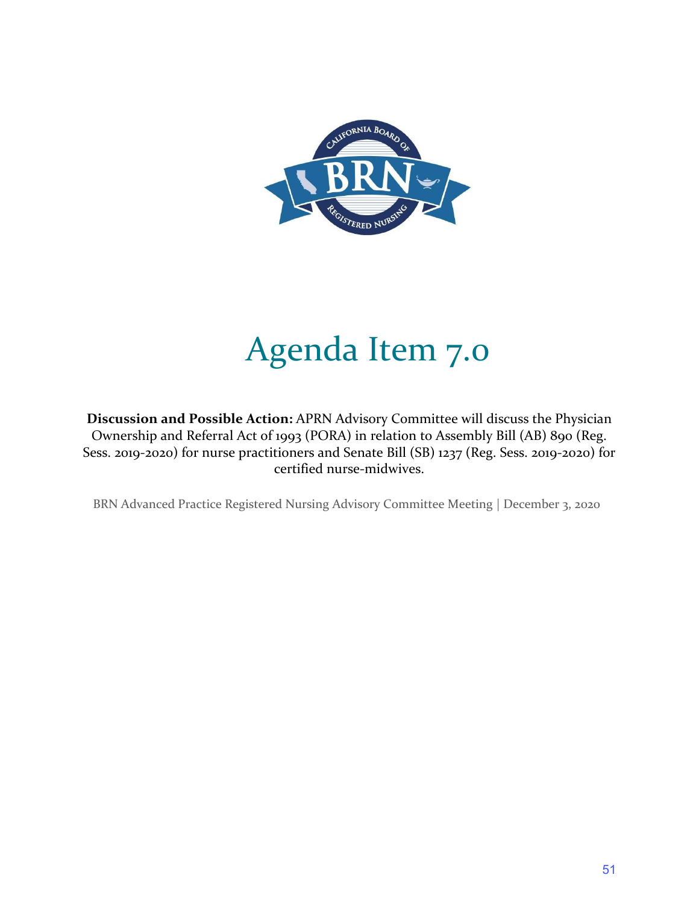# Agenda Item 7.0

**Discussion and Possible Action:** APRN Advisory Committee will discuss the Physician Ownership and Referral Act of 1993 (PORA) in relation to Assembly Bill (AB) 890 (Reg. Sess. 2019-2020) for nurse practitioners and Senate Bill (SB) 1237 (Reg. Sess. 2019-2020) for certified nurse-midwives.

BRN Advanced Practice Registered Nursing Advisory Committee Meeting | December 3, 2020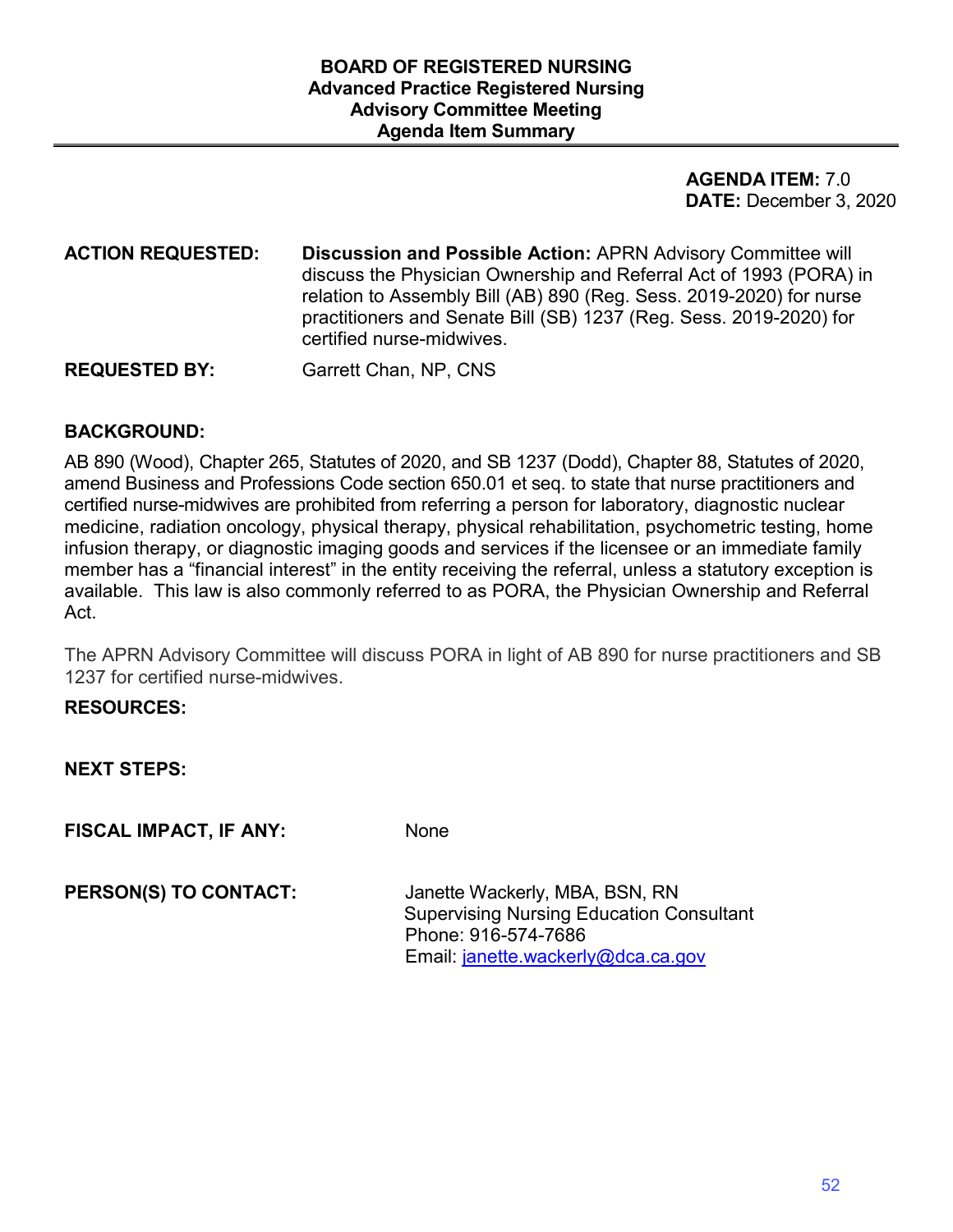**BOARD OF REGISTERED NURSING**
**Advanced Practice Registered Nursing**
**Advisory Committee Meeting**
**Agenda Item Summary**

---

**AGENDA ITEM:** 7.0
**DATE:** December 3, 2020

**ACTION REQUESTED:** **Discussion and Possible Action:** APRN Advisory Committee will discuss the Physician Ownership and Referral Act of 1993 (PORA) in relation to Assembly Bill (AB) 890 (Reg. Sess. 2019-2020) for nurse practitioners and Senate Bill (SB) 1237 (Reg. Sess. 2019-2020) for certified nurse-midwives.

**REQUESTED BY:** Garrett Chan, NP, CNS

**BACKGROUND:**

AB 890 (Wood), Chapter 265, Statutes of 2020, and SB 1237 (Dodd), Chapter 88, Statutes of 2020, amend Business and Professions Code section 650.01 et seq. to state that nurse practitioners and certified nurse-midwives are prohibited from referring a person for laboratory, diagnostic nuclear medicine, radiation oncology, physical therapy, physical rehabilitation, psychometric testing, home infusion therapy, or diagnostic imaging goods and services if the licensee or an immediate family member has a "financial interest" in the entity receiving the referral, unless a statutory exception is available. This law is also commonly referred to as PORA, the Physician Ownership and Referral Act.

The APRN Advisory Committee will discuss PORA in light of AB 890 for nurse practitioners and SB 1237 for certified nurse-midwives.

**RESOURCES:**

**NEXT STEPS:**

**FISCAL IMPACT, IF ANY:** None

**PERSON(S) TO CONTACT:**
Janette Wackerly, MBA, BSN, RN
Supervising Nursing Education Consultant
Phone: 916-574-7686
Email: janette.wackerly@dca.ca.gov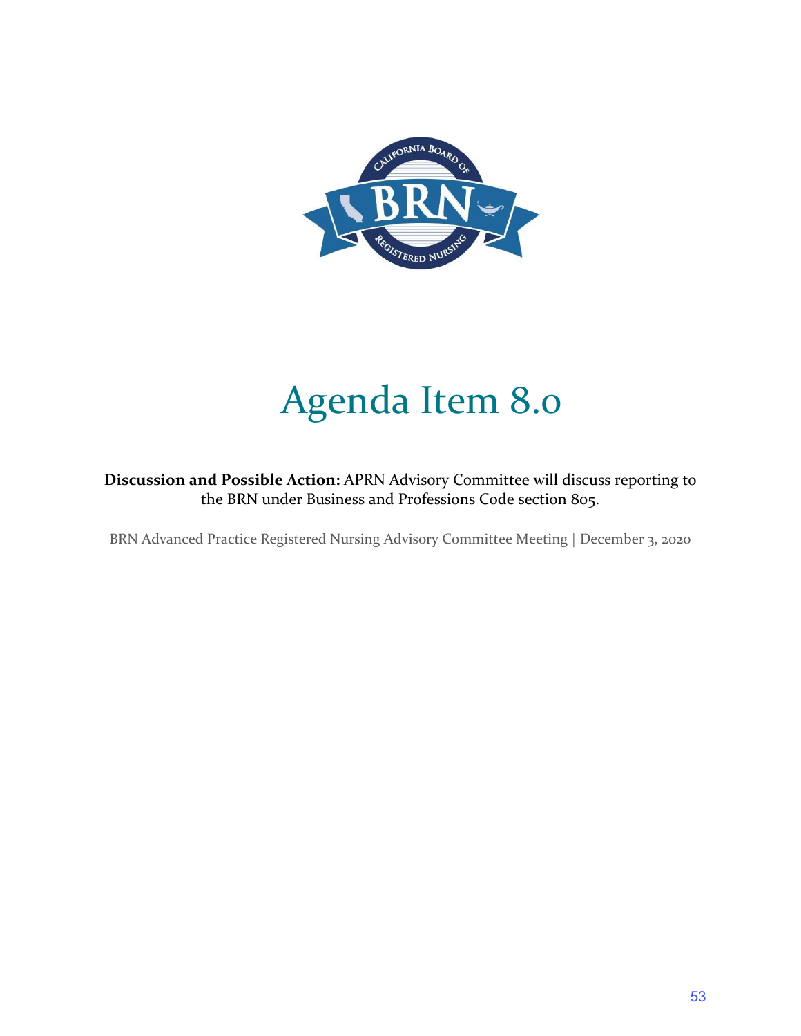# Agenda Item 8.0

**Discussion and Possible Action:** APRN Advisory Committee will discuss reporting to the BRN under Business and Professions Code section 805.

BRN Advanced Practice Registered Nursing Advisory Committee Meeting | December 3, 2020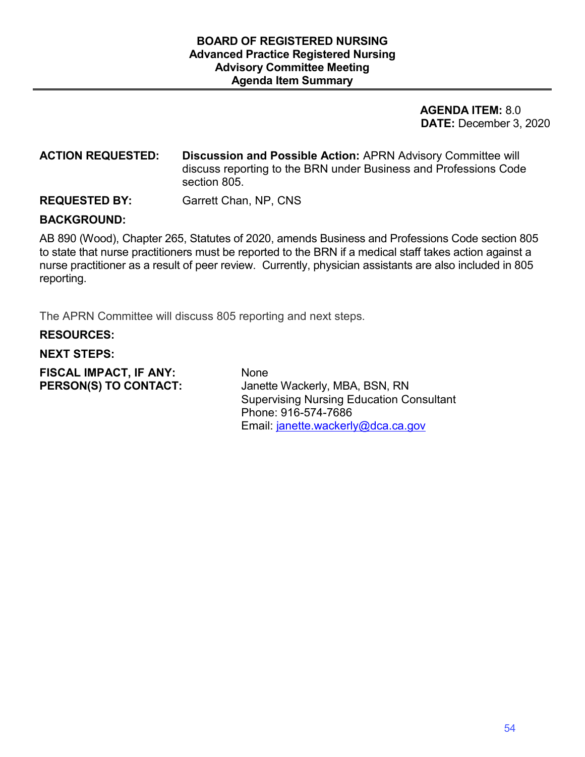# BOARD OF REGISTERED NURSING
## Advanced Practice Registered Nursing Advisory Committee Meeting
## Agenda Item Summary

**AGENDA ITEM:** 8.0
**DATE:** December 3, 2020

**ACTION REQUESTED:** **Discussion and Possible Action:** APRN Advisory Committee will discuss reporting to the BRN under Business and Professions Code section 805.

**REQUESTED BY:** Garrett Chan, NP, CNS

**BACKGROUND:**

AB 890 (Wood), Chapter 265, Statutes of 2020, amends Business and Professions Code section 805 to state that nurse practitioners must be reported to the BRN if a medical staff takes action against a nurse practitioner as a result of peer review. Currently, physician assistants are also included in 805 reporting.

The APRN Committee will discuss 805 reporting and next steps.

**RESOURCES:**

**NEXT STEPS:**

**FISCAL IMPACT, IF ANY:** None

**PERSON(S) TO CONTACT:** Janette Wackerly, MBA, BSN, RN
Supervising Nursing Education Consultant
Phone: 916-574-7686
Email: janette.wackerly@dca.ca.gov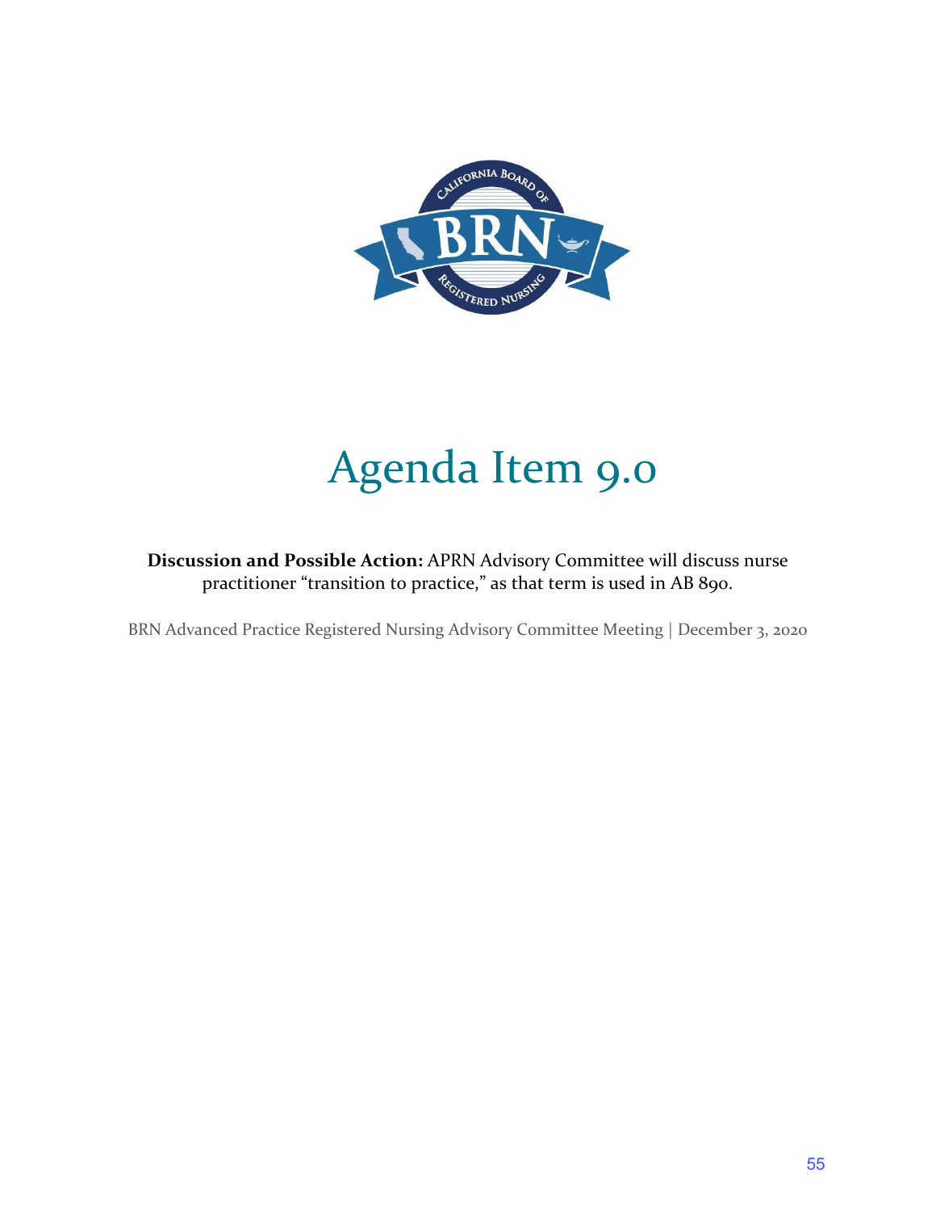# Agenda Item 9.0

**Discussion and Possible Action:** APRN Advisory Committee will discuss nurse practitioner "transition to practice," as that term is used in AB 890.

BRN Advanced Practice Registered Nursing Advisory Committee Meeting | December 3, 2020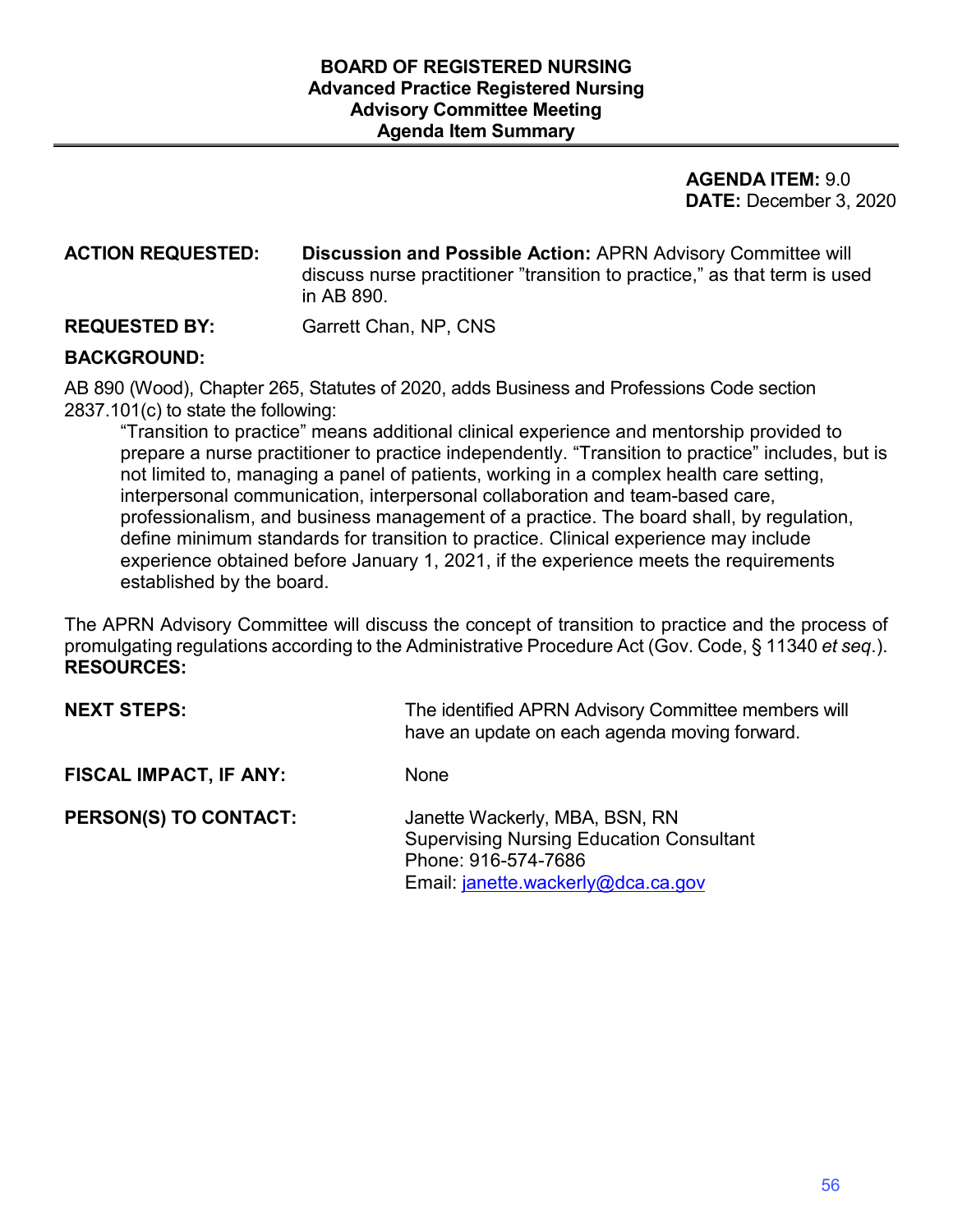# BOARD OF REGISTERED NURSING
## Advanced Practice Registered Nursing Advisory Committee Meeting Agenda Item Summary

**AGENDA ITEM:** 9.0
**DATE:** December 3, 2020

**ACTION REQUESTED:** **Discussion and Possible Action:** APRN Advisory Committee will discuss nurse practitioner "transition to practice," as that term is used in AB 890.

**REQUESTED BY:** Garrett Chan, NP, CNS

**BACKGROUND:**

AB 890 (Wood), Chapter 265, Statutes of 2020, adds Business and Professions Code section 2837.101(c) to state the following:

> "Transition to practice" means additional clinical experience and mentorship provided to prepare a nurse practitioner to practice independently. "Transition to practice" includes, but is not limited to, managing a panel of patients, working in a complex health care setting, interpersonal communication, interpersonal collaboration and team-based care, professionalism, and business management of a practice. The board shall, by regulation, define minimum standards for transition to practice. Clinical experience may include experience obtained before January 1, 2021, if the experience meets the requirements established by the board.

The APRN Advisory Committee will discuss the concept of transition to practice and the process of promulgating regulations according to the Administrative Procedure Act (Gov. Code, § 11340 *et seq*.).

**RESOURCES:**

**NEXT STEPS:** The identified APRN Advisory Committee members will have an update on each agenda moving forward.

**FISCAL IMPACT, IF ANY:** None

**PERSON(S) TO CONTACT:** Janette Wackerly, MBA, BSN, RN
Supervising Nursing Education Consultant
Phone: 916-574-7686
Email: janette.wackerly@dca.ca.gov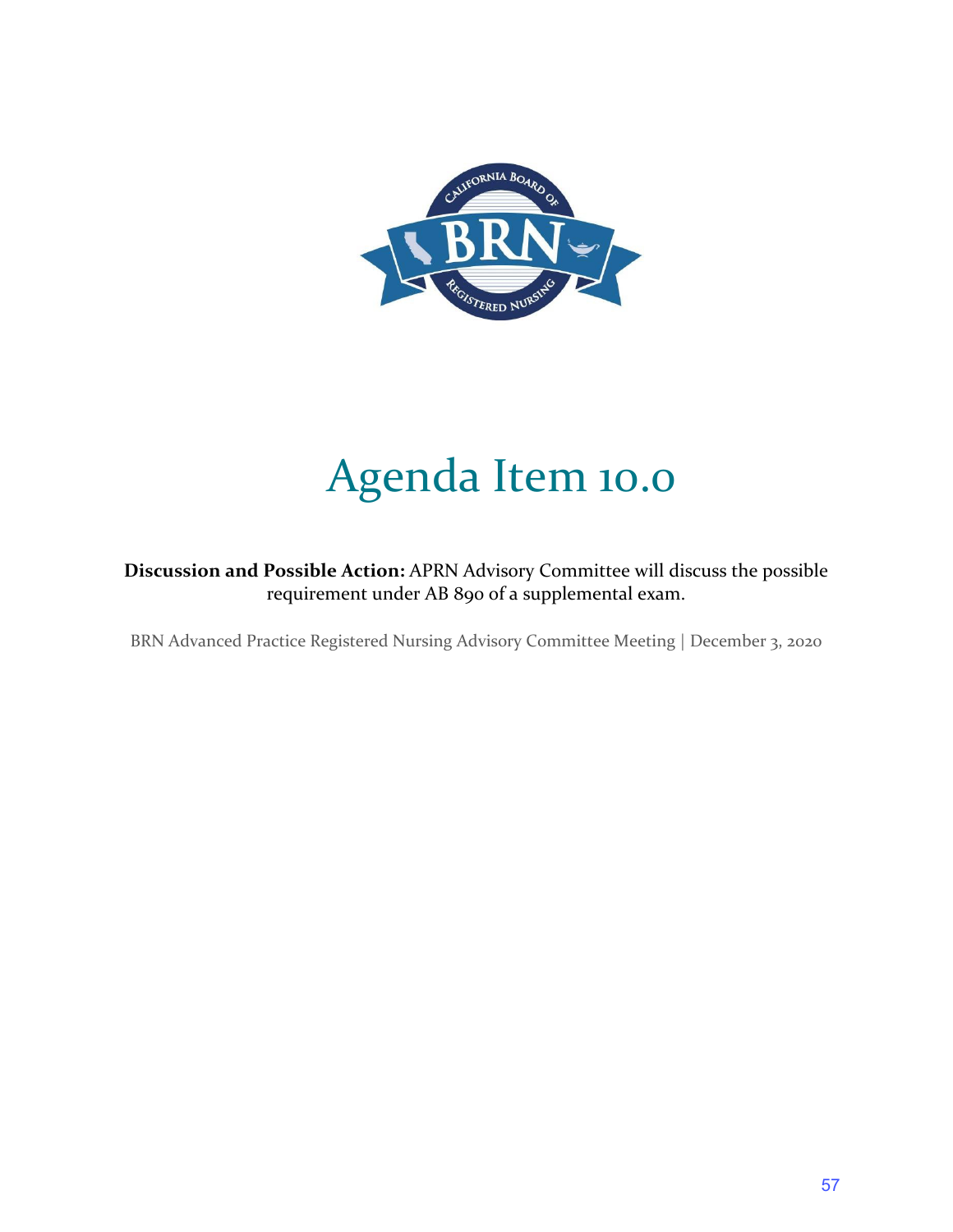# Agenda Item 10.0

**Discussion and Possible Action:** APRN Advisory Committee will discuss the possible requirement under AB 890 of a supplemental exam.

BRN Advanced Practice Registered Nursing Advisory Committee Meeting | December 3, 2020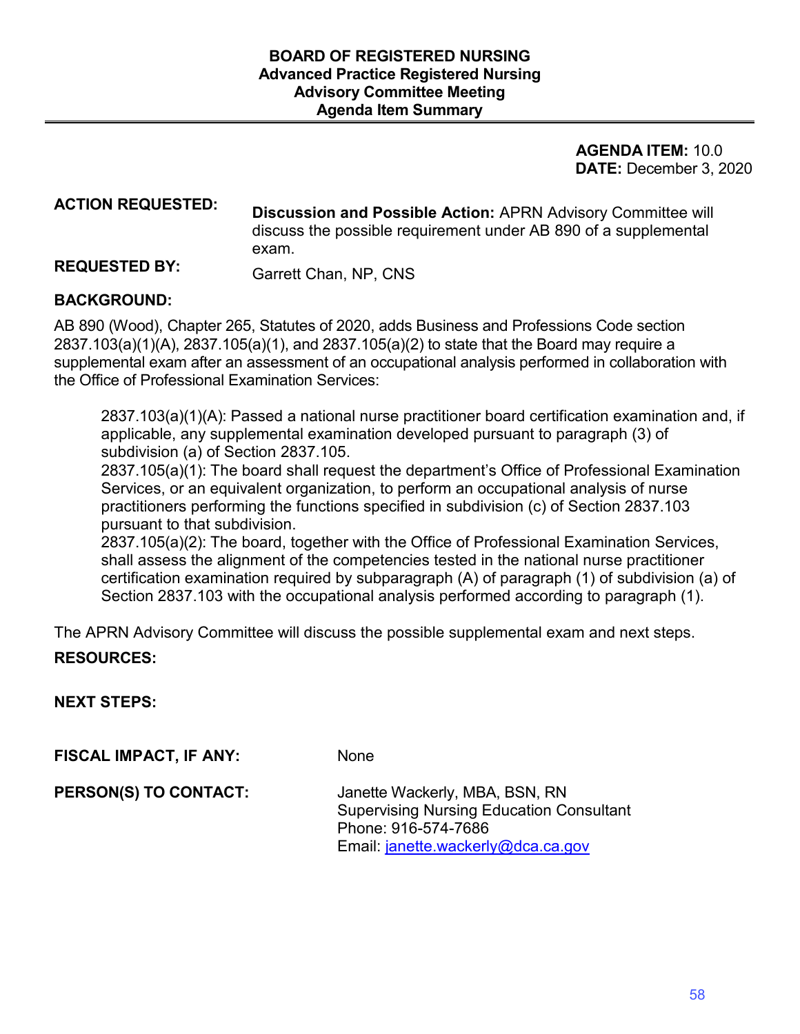# BOARD OF REGISTERED NURSING
## Advanced Practice Registered Nursing Advisory Committee Meeting Agenda Item Summary

**AGENDA ITEM:** 10.0
**DATE:** December 3, 2020

**ACTION REQUESTED:** **Discussion and Possible Action:** APRN Advisory Committee will discuss the possible requirement under AB 890 of a supplemental exam.

**REQUESTED BY:** Garrett Chan, NP, CNS

**BACKGROUND:**

AB 890 (Wood), Chapter 265, Statutes of 2020, adds Business and Professions Code section 2837.103(a)(1)(A), 2837.105(a)(1), and 2837.105(a)(2) to state that the Board may require a supplemental exam after an assessment of an occupational analysis performed in collaboration with the Office of Professional Examination Services:

> 2837.103(a)(1)(A): Passed a national nurse practitioner board certification examination and, if applicable, any supplemental examination developed pursuant to paragraph (3) of subdivision (a) of Section 2837.105.
> 2837.105(a)(1): The board shall request the department's Office of Professional Examination Services, or an equivalent organization, to perform an occupational analysis of nurse practitioners performing the functions specified in subdivision (c) of Section 2837.103 pursuant to that subdivision.
> 2837.105(a)(2): The board, together with the Office of Professional Examination Services, shall assess the alignment of the competencies tested in the national nurse practitioner certification examination required by subparagraph (A) of paragraph (1) of subdivision (a) of Section 2837.103 with the occupational analysis performed according to paragraph (1).

The APRN Advisory Committee will discuss the possible supplemental exam and next steps.

**RESOURCES:**

**NEXT STEPS:**

**FISCAL IMPACT, IF ANY:** None

**PERSON(S) TO CONTACT:** Janette Wackerly, MBA, BSN, RN
Supervising Nursing Education Consultant
Phone: 916-574-7686
Email: janette.wackerly@dca.ca.gov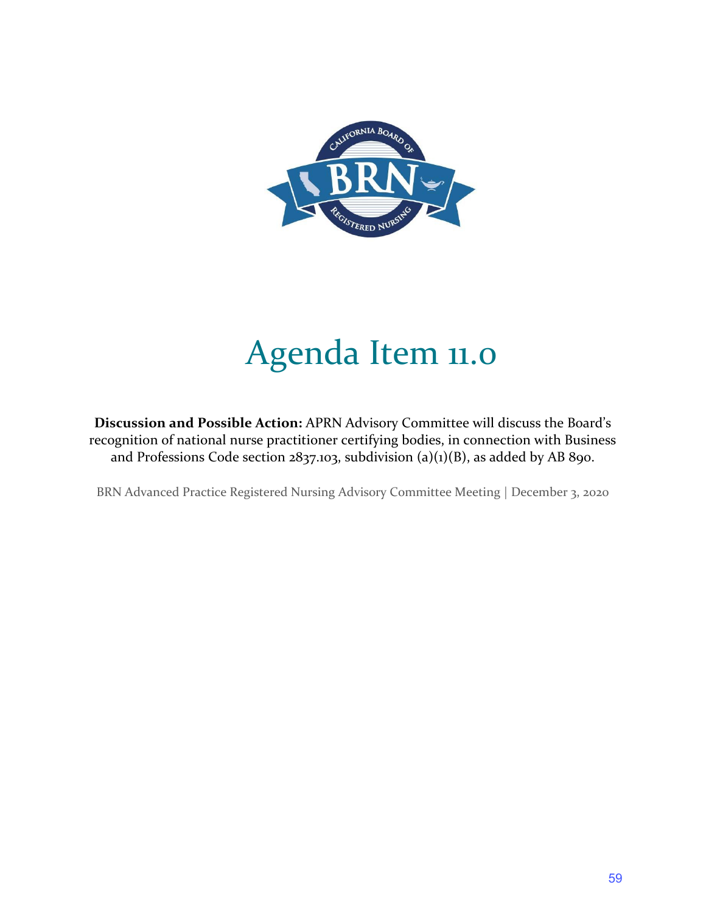# Agenda Item 11.0

**Discussion and Possible Action:** APRN Advisory Committee will discuss the Board's recognition of national nurse practitioner certifying bodies, in connection with Business and Professions Code section 2837.103, subdivision (a)(1)(B), as added by AB 890.

BRN Advanced Practice Registered Nursing Advisory Committee Meeting | December 3, 2020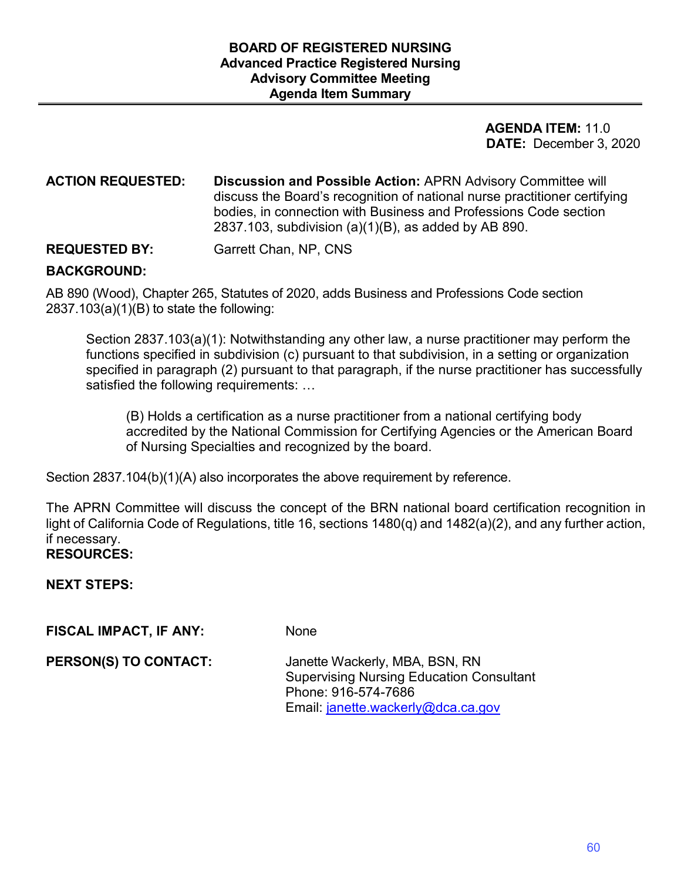# BOARD OF REGISTERED NURSING
## Advanced Practice Registered Nursing
## Advisory Committee Meeting
## Agenda Item Summary

**AGENDA ITEM:** 11.0
**DATE:** December 3, 2020

**ACTION REQUESTED:** **Discussion and Possible Action:** APRN Advisory Committee will discuss the Board's recognition of national nurse practitioner certifying bodies, in connection with Business and Professions Code section 2837.103, subdivision (a)(1)(B), as added by AB 890.

**REQUESTED BY:** Garrett Chan, NP, CNS

**BACKGROUND:**

AB 890 (Wood), Chapter 265, Statutes of 2020, adds Business and Professions Code section 2837.103(a)(1)(B) to state the following:

> Section 2837.103(a)(1): Notwithstanding any other law, a nurse practitioner may perform the functions specified in subdivision (c) pursuant to that subdivision, in a setting or organization specified in paragraph (2) pursuant to that paragraph, if the nurse practitioner has successfully satisfied the following requirements: …
>
> > (B) Holds a certification as a nurse practitioner from a national certifying body accredited by the National Commission for Certifying Agencies or the American Board of Nursing Specialties and recognized by the board.

Section 2837.104(b)(1)(A) also incorporates the above requirement by reference.

The APRN Committee will discuss the concept of the BRN national board certification recognition in light of California Code of Regulations, title 16, sections 1480(q) and 1482(a)(2), and any further action, if necessary.

**RESOURCES:**

**NEXT STEPS:**

**FISCAL IMPACT, IF ANY:** None

**PERSON(S) TO CONTACT:** Janette Wackerly, MBA, BSN, RN
Supervising Nursing Education Consultant
Phone: 916-574-7686
Email: janette.wackerly@dca.ca.gov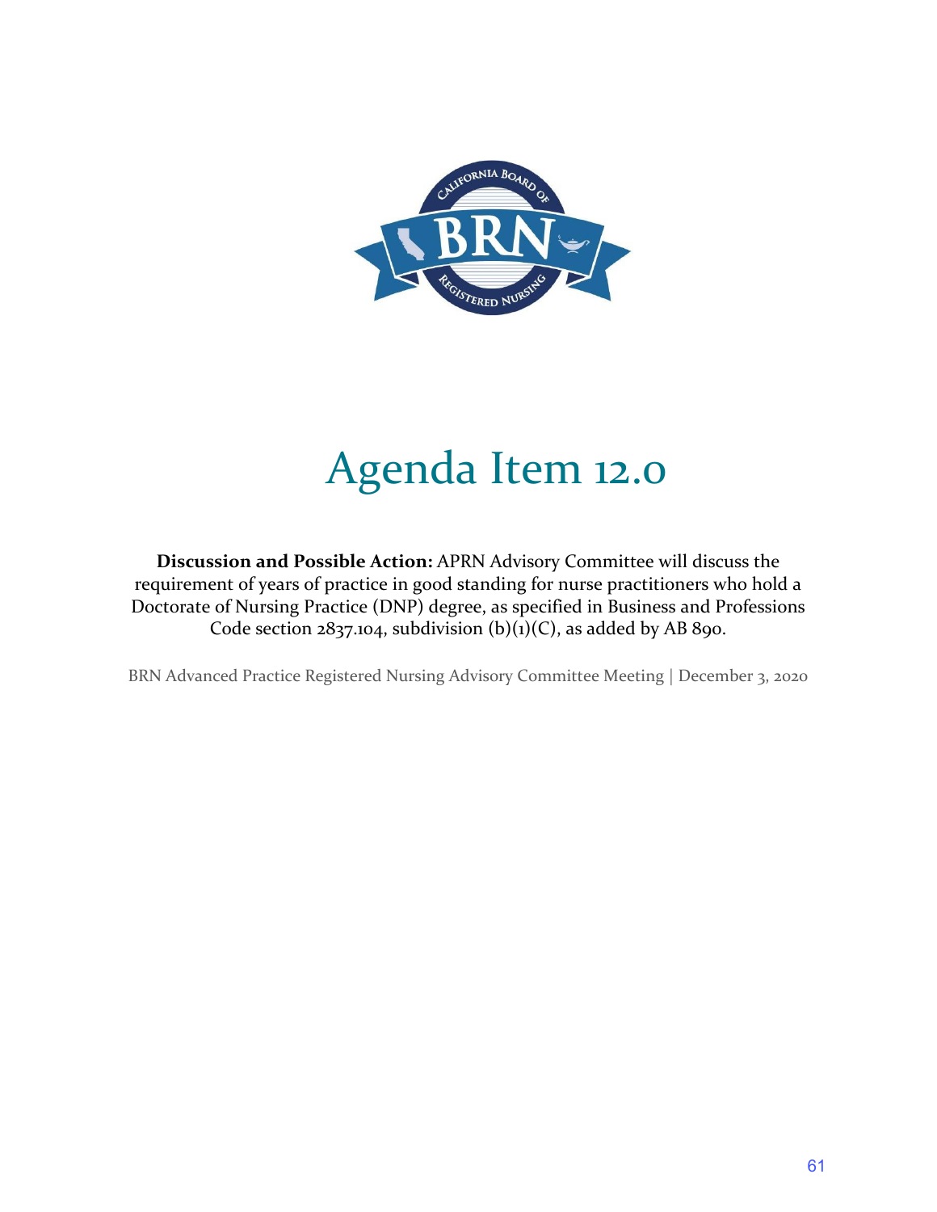# Agenda Item 12.0

**Discussion and Possible Action:** APRN Advisory Committee will discuss the requirement of years of practice in good standing for nurse practitioners who hold a Doctorate of Nursing Practice (DNP) degree, as specified in Business and Professions Code section 2837.104, subdivision (b)(1)(C), as added by AB 890.

BRN Advanced Practice Registered Nursing Advisory Committee Meeting | December 3, 2020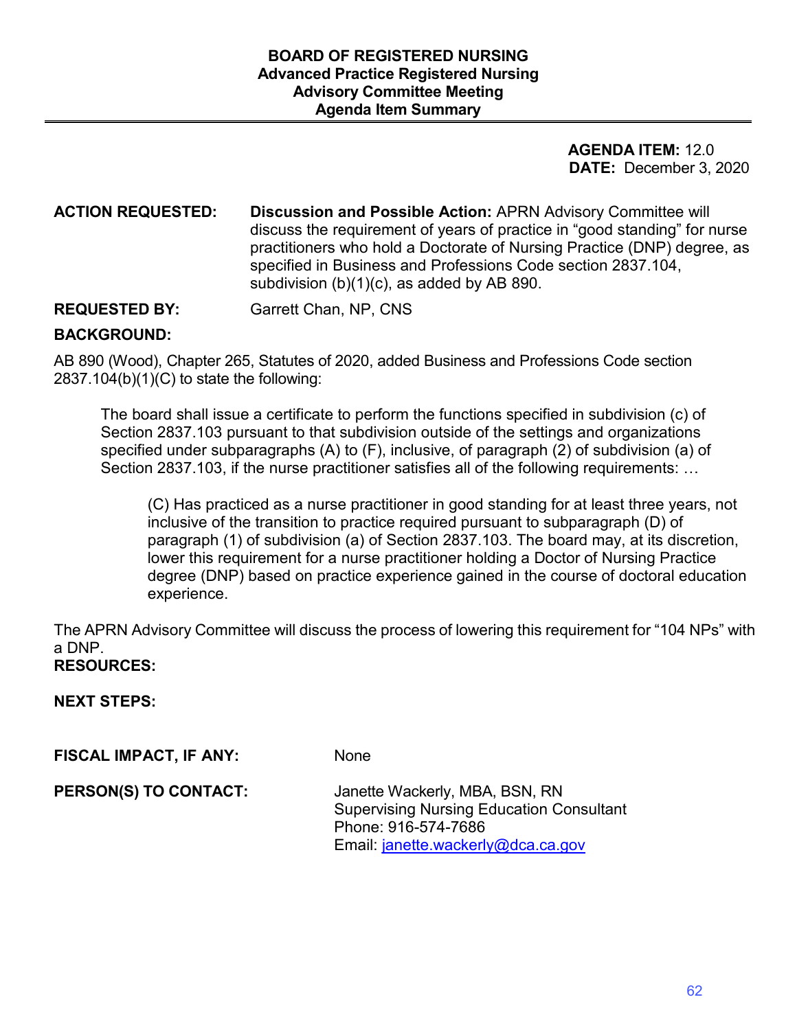**BOARD OF REGISTERED NURSING**
**Advanced Practice Registered Nursing**
**Advisory Committee Meeting**
**Agenda Item Summary**

**AGENDA ITEM:** 12.0
**DATE:** December 3, 2020

**ACTION REQUESTED:** **Discussion and Possible Action:** APRN Advisory Committee will discuss the requirement of years of practice in "good standing" for nurse practitioners who hold a Doctorate of Nursing Practice (DNP) degree, as specified in Business and Professions Code section 2837.104, subdivision (b)(1)(c), as added by AB 890.

**REQUESTED BY:** Garrett Chan, NP, CNS

**BACKGROUND:**

AB 890 (Wood), Chapter 265, Statutes of 2020, added Business and Professions Code section 2837.104(b)(1)(C) to state the following:

> The board shall issue a certificate to perform the functions specified in subdivision (c) of Section 2837.103 pursuant to that subdivision outside of the settings and organizations specified under subparagraphs (A) to (F), inclusive, of paragraph (2) of subdivision (a) of Section 2837.103, if the nurse practitioner satisfies all of the following requirements: …
>
> > (C) Has practiced as a nurse practitioner in good standing for at least three years, not inclusive of the transition to practice required pursuant to subparagraph (D) of paragraph (1) of subdivision (a) of Section 2837.103. The board may, at its discretion, lower this requirement for a nurse practitioner holding a Doctor of Nursing Practice degree (DNP) based on practice experience gained in the course of doctoral education experience.

The APRN Advisory Committee will discuss the process of lowering this requirement for "104 NPs" with a DNP.

**RESOURCES:**

**NEXT STEPS:**

**FISCAL IMPACT, IF ANY:** None

**PERSON(S) TO CONTACT:** Janette Wackerly, MBA, BSN, RN
Supervising Nursing Education Consultant
Phone: 916-574-7686
Email: janette.wackerly@dca.ca.gov